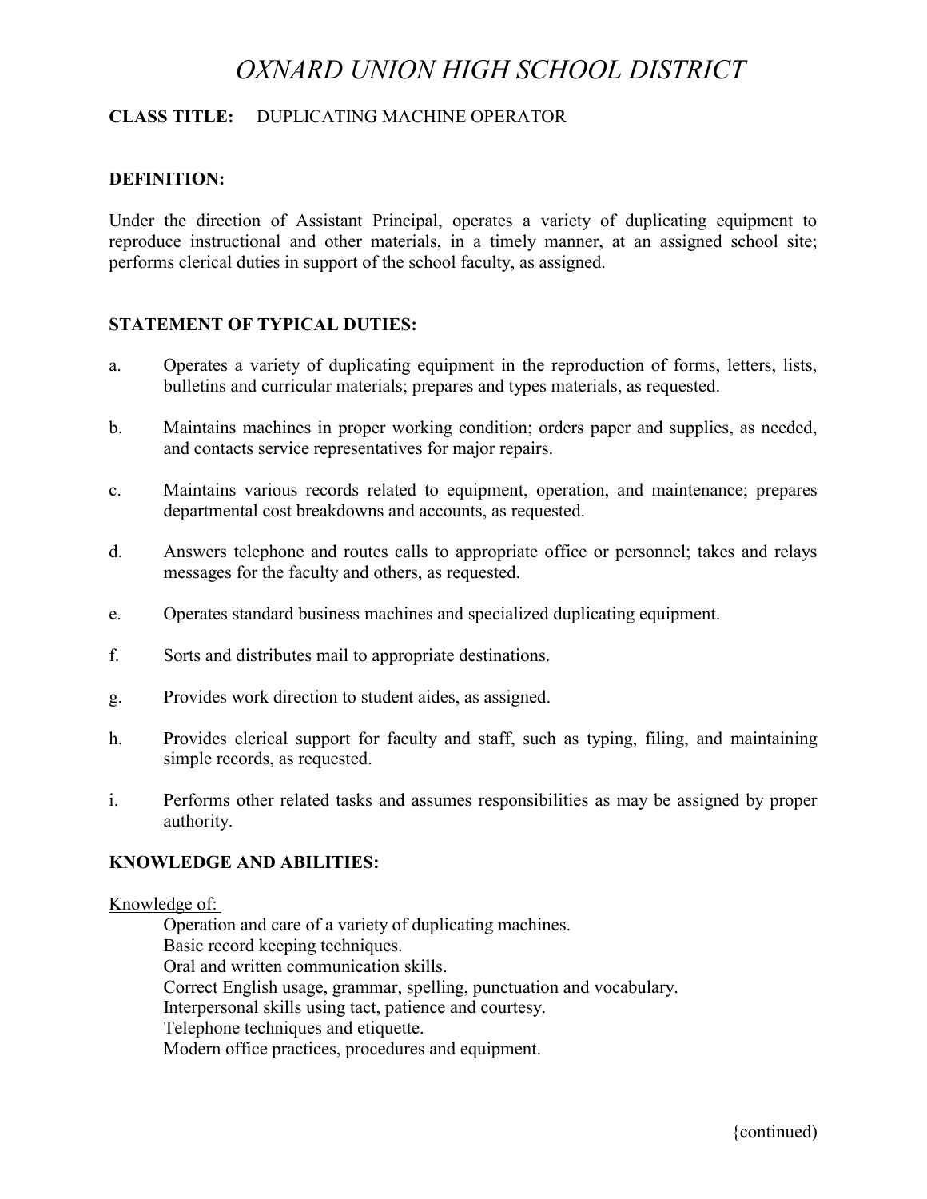# OXNARD UNION HIGH SCHOOL DISTRICT

**CLASS TITLE:** DUPLICATING MACHINE OPERATOR

**DEFINITION:**

Under the direction of Assistant Principal, operates a variety of duplicating equipment to reproduce instructional and other materials, in a timely manner, at an assigned school site; performs clerical duties in support of the school faculty, as assigned.

**STATEMENT OF TYPICAL DUTIES:**

a. Operates a variety of duplicating equipment in the reproduction of forms, letters, lists, bulletins and curricular materials; prepares and types materials, as requested.

b. Maintains machines in proper working condition; orders paper and supplies, as needed, and contacts service representatives for major repairs.

c. Maintains various records related to equipment, operation, and maintenance; prepares departmental cost breakdowns and accounts, as requested.

d. Answers telephone and routes calls to appropriate office or personnel; takes and relays messages for the faculty and others, as requested.

e. Operates standard business machines and specialized duplicating equipment.

f. Sorts and distributes mail to appropriate destinations.

g. Provides work direction to student aides, as assigned.

h. Provides clerical support for faculty and staff, such as typing, filing, and maintaining simple records, as requested.

i. Performs other related tasks and assumes responsibilities as may be assigned by proper authority.

**KNOWLEDGE AND ABILITIES:**

Knowledge of:

- Operation and care of a variety of duplicating machines.
- Basic record keeping techniques.
- Oral and written communication skills.
- Correct English usage, grammar, spelling, punctuation and vocabulary.
- Interpersonal skills using tact, patience and courtesy.
- Telephone techniques and etiquette.
- Modern office practices, procedures and equipment.

{continued}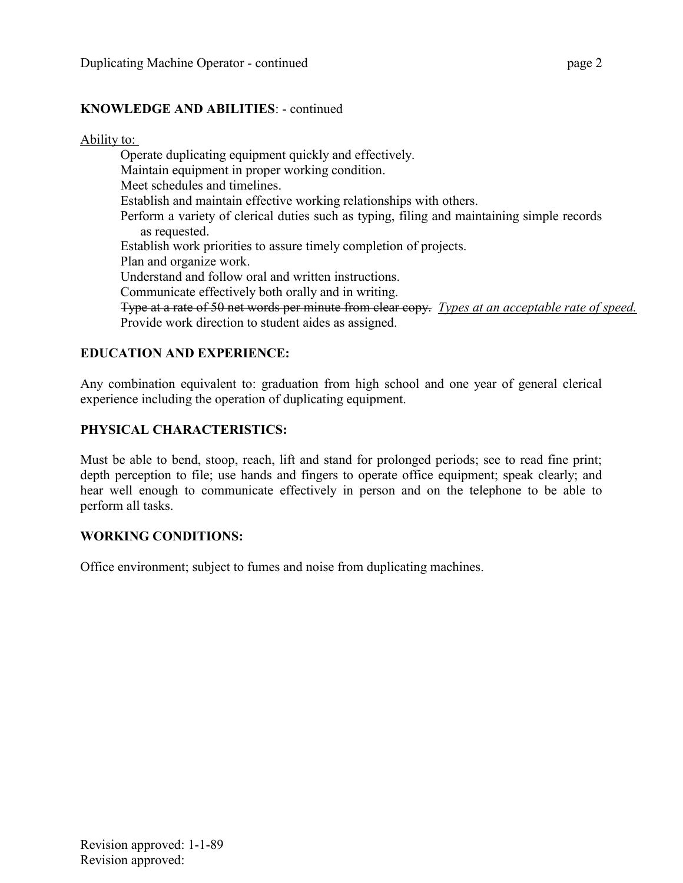**KNOWLEDGE AND ABILITIES**: - continued

Ability to:

- Operate duplicating equipment quickly and effectively.
- Maintain equipment in proper working condition.
- Meet schedules and timelines.
- Establish and maintain effective working relationships with others.
- Perform a variety of clerical duties such as typing, filing and maintaining simple records as requested.
- Establish work priorities to assure timely completion of projects.
- Plan and organize work.
- Understand and follow oral and written instructions.
- Communicate effectively both orally and in writing.
- ~~Type at a rate of 50 net words per minute from clear copy.~~ *Types at an acceptable rate of speed.*
- Provide work direction to student aides as assigned.

**EDUCATION AND EXPERIENCE:**

Any combination equivalent to: graduation from high school and one year of general clerical experience including the operation of duplicating equipment.

**PHYSICAL CHARACTERISTICS:**

Must be able to bend, stoop, reach, lift and stand for prolonged periods; see to read fine print; depth perception to file; use hands and fingers to operate office equipment; speak clearly; and hear well enough to communicate effectively in person and on the telephone to be able to perform all tasks.

**WORKING CONDITIONS:**

Office environment; subject to fumes and noise from duplicating machines.

Revision approved: 1-1-89
Revision approved: